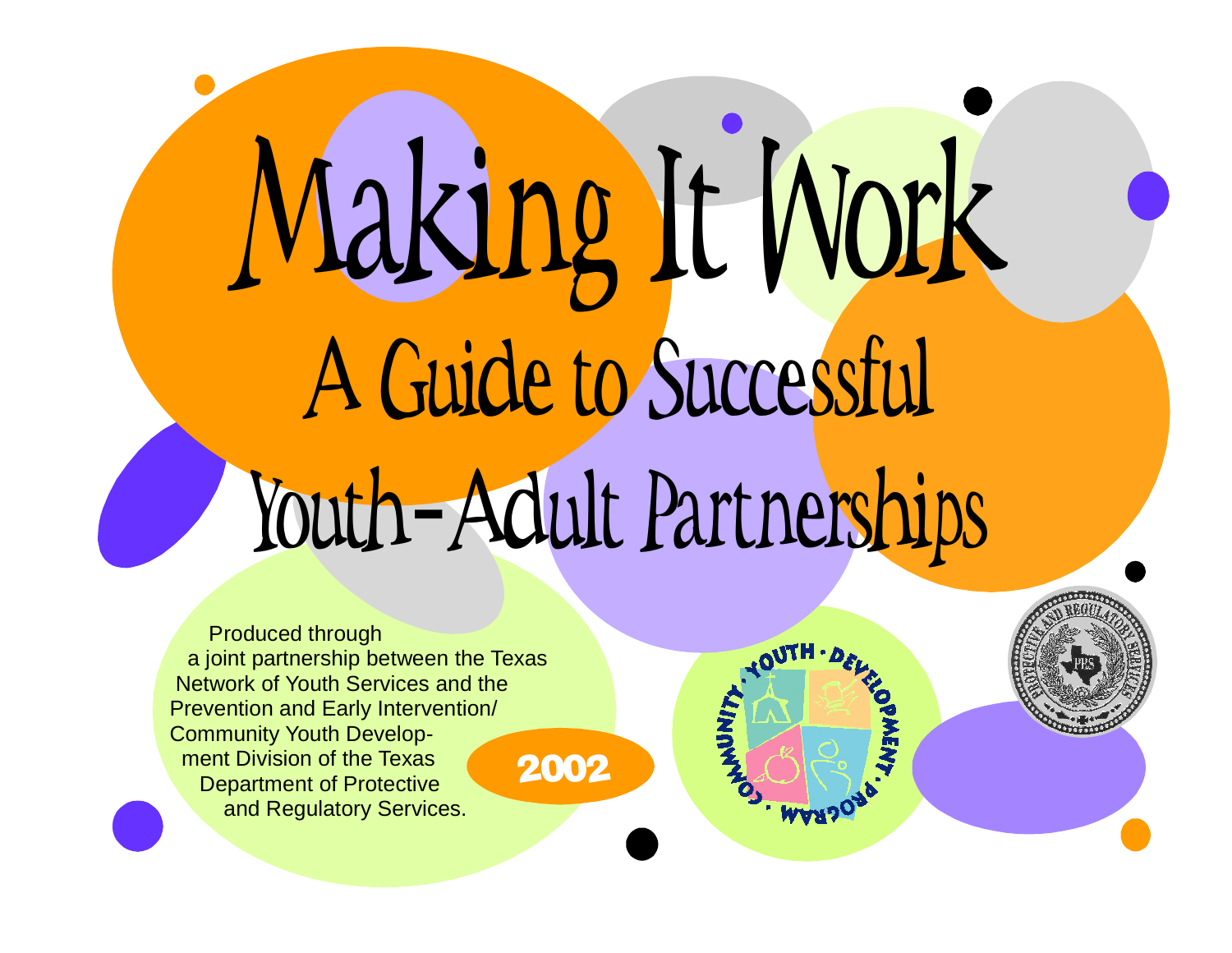# Making It Work

## A Guide to Successful Youth-Adult Partnerships

Produced through a joint partnership between the Texas Network of Youth Services and the Prevention and Early Intervention/ Community Youth Development Division of the Texas Department of Protective and Regulatory Services.

**2002**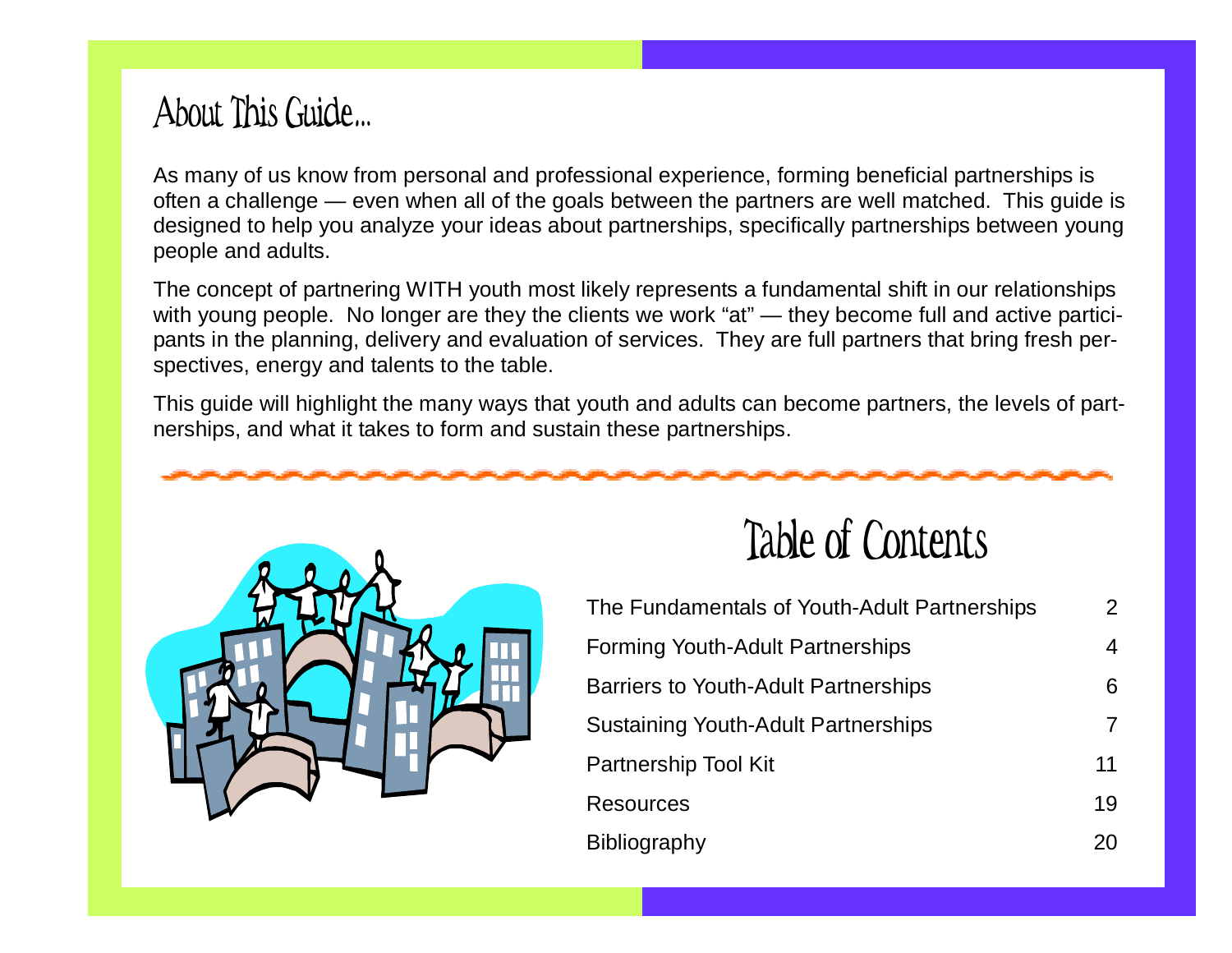# About This Guide...

As many of us know from personal and professional experience, forming beneficial partnerships is often a challenge — even when all of the goals between the partners are well matched. This guide is designed to help you analyze your ideas about partnerships, specifically partnerships between young people and adults.

The concept of partnering WITH youth most likely represents a fundamental shift in our relationships with young people. No longer are they the clients we work "at" — they become full and active participants in the planning, delivery and evaluation of services. They are full partners that bring fresh perspectives, energy and talents to the table.

This guide will highlight the many ways that youth and adults can become partners, the levels of partnerships, and what it takes to form and sustain these partnerships.

# Table of Contents

| | |
|---|---|
| The Fundamentals of Youth-Adult Partnerships | 2 |
| Forming Youth-Adult Partnerships | 4 |
| Barriers to Youth-Adult Partnerships | 6 |
| Sustaining Youth-Adult Partnerships | 7 |
| Partnership Tool Kit | 11 |
| Resources | 19 |
| Bibliography | 20 |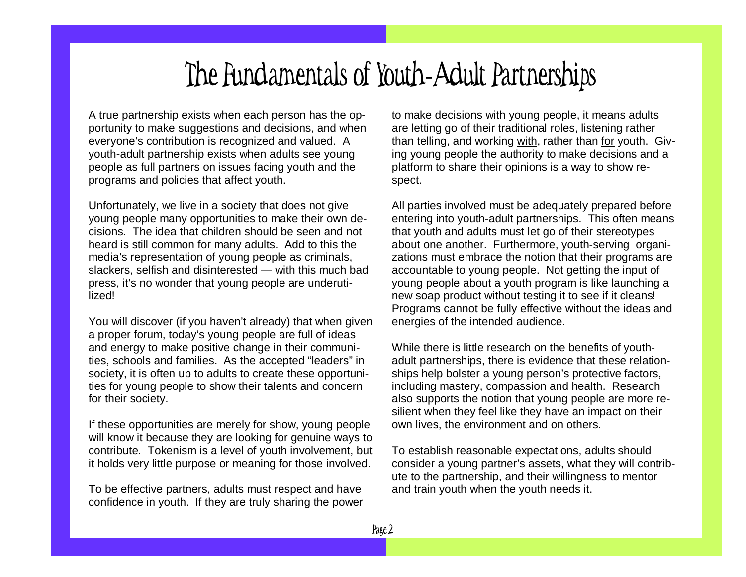# The Fundamentals of Youth-Adult Partnerships

A true partnership exists when each person has the opportunity to make suggestions and decisions, and when everyone's contribution is recognized and valued. A youth-adult partnership exists when adults see young people as full partners on issues facing youth and the programs and policies that affect youth.

Unfortunately, we live in a society that does not give young people many opportunities to make their own decisions. The idea that children should be seen and not heard is still common for many adults. Add to this the media's representation of young people as criminals, slackers, selfish and disinterested — with this much bad press, it's no wonder that young people are underutilized!

You will discover (if you haven't already) that when given a proper forum, today's young people are full of ideas and energy to make positive change in their communities, schools and families. As the accepted "leaders" in society, it is often up to adults to create these opportunities for young people to show their talents and concern for their society.

If these opportunities are merely for show, young people will know it because they are looking for genuine ways to contribute. Tokenism is a level of youth involvement, but it holds very little purpose or meaning for those involved.

To be effective partners, adults must respect and have confidence in youth. If they are truly sharing the power to make decisions with young people, it means adults are letting go of their traditional roles, listening rather than telling, and working with, rather than for youth. Giving young people the authority to make decisions and a platform to share their opinions is a way to show respect.

All parties involved must be adequately prepared before entering into youth-adult partnerships. This often means that youth and adults must let go of their stereotypes about one another. Furthermore, youth-serving organizations must embrace the notion that their programs are accountable to young people. Not getting the input of young people about a youth program is like launching a new soap product without testing it to see if it cleans! Programs cannot be fully effective without the ideas and energies of the intended audience.

While there is little research on the benefits of youth-adult partnerships, there is evidence that these relationships help bolster a young person's protective factors, including mastery, compassion and health. Research also supports the notion that young people are more resilient when they feel like they have an impact on their own lives, the environment and on others.

To establish reasonable expectations, adults should consider a young partner's assets, what they will contribute to the partnership, and their willingness to mentor and train youth when the youth needs it.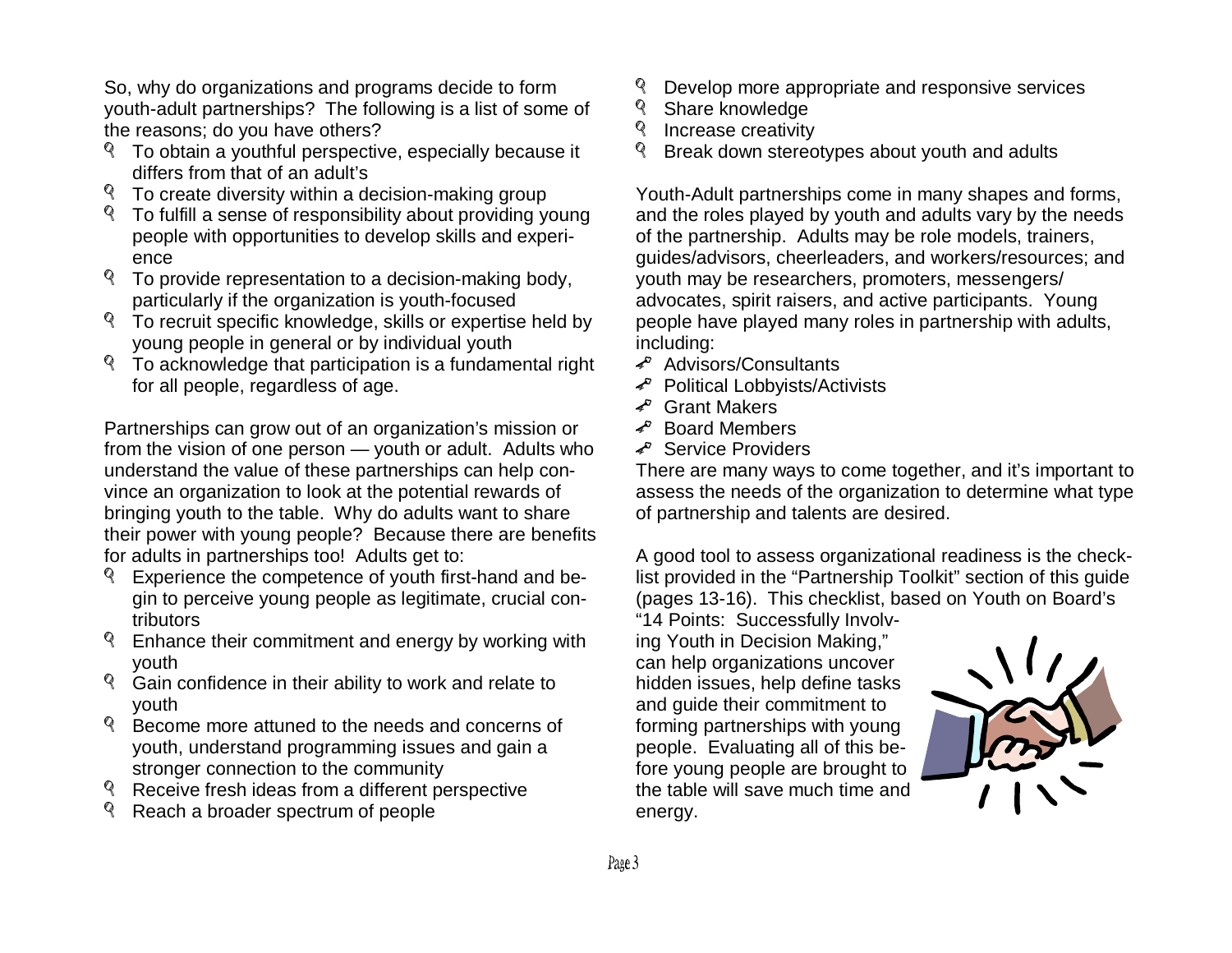So, why do organizations and programs decide to form youth-adult partnerships? The following is a list of some of the reasons; do you have others?

- To obtain a youthful perspective, especially because it differs from that of an adult's
- To create diversity within a decision-making group
- To fulfill a sense of responsibility about providing young people with opportunities to develop skills and experience
- To provide representation to a decision-making body, particularly if the organization is youth-focused
- To recruit specific knowledge, skills or expertise held by young people in general or by individual youth
- To acknowledge that participation is a fundamental right for all people, regardless of age.

Partnerships can grow out of an organization's mission or from the vision of one person — youth or adult. Adults who understand the value of these partnerships can help convince an organization to look at the potential rewards of bringing youth to the table. Why do adults want to share their power with young people? Because there are benefits for adults in partnerships too! Adults get to:

- Experience the competence of youth first-hand and begin to perceive young people as legitimate, crucial contributors
- Enhance their commitment and energy by working with youth
- Gain confidence in their ability to work and relate to youth
- Become more attuned to the needs and concerns of youth, understand programming issues and gain a stronger connection to the community
- Receive fresh ideas from a different perspective
- Reach a broader spectrum of people
- Develop more appropriate and responsive services
- Share knowledge
- Increase creativity
- Break down stereotypes about youth and adults

Youth-Adult partnerships come in many shapes and forms, and the roles played by youth and adults vary by the needs of the partnership. Adults may be role models, trainers, guides/advisors, cheerleaders, and workers/resources; and youth may be researchers, promoters, messengers/advocates, spirit raisers, and active participants. Young people have played many roles in partnership with adults, including:

- Advisors/Consultants
- Political Lobbyists/Activists
- Grant Makers
- Board Members
- Service Providers

There are many ways to come together, and it's important to assess the needs of the organization to determine what type of partnership and talents are desired.

A good tool to assess organizational readiness is the checklist provided in the "Partnership Toolkit" section of this guide (pages 13-16). This checklist, based on Youth on Board's "14 Points: Successfully Involving Youth in Decision Making," can help organizations uncover hidden issues, help define tasks and guide their commitment to forming partnerships with young people. Evaluating all of this before young people are brought to the table will save much time and energy.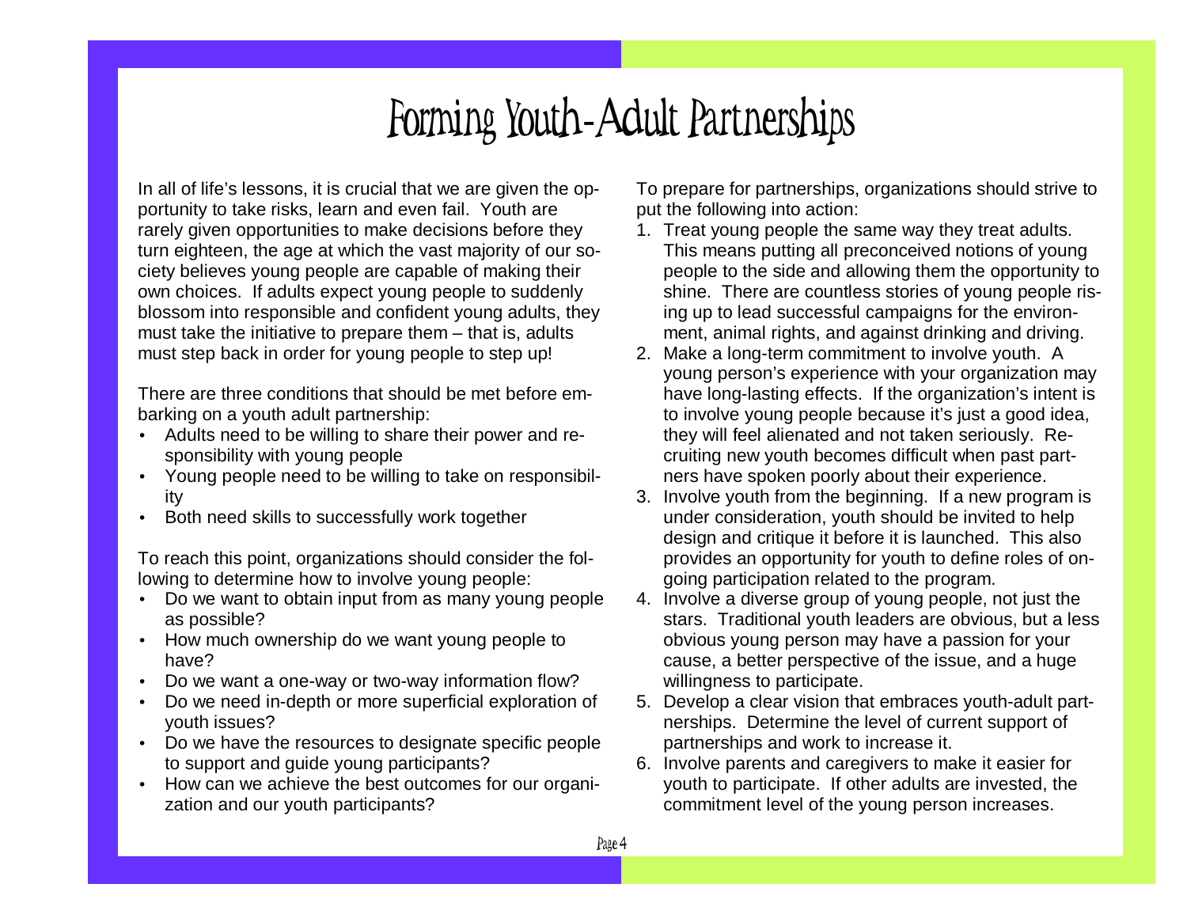# Forming Youth-Adult Partnerships

In all of life's lessons, it is crucial that we are given the opportunity to take risks, learn and even fail. Youth are rarely given opportunities to make decisions before they turn eighteen, the age at which the vast majority of our society believes young people are capable of making their own choices. If adults expect young people to suddenly blossom into responsible and confident young adults, they must take the initiative to prepare them – that is, adults must step back in order for young people to step up!

There are three conditions that should be met before embarking on a youth adult partnership:

- Adults need to be willing to share their power and responsibility with young people
- Young people need to be willing to take on responsibility
- Both need skills to successfully work together

To reach this point, organizations should consider the following to determine how to involve young people:

- Do we want to obtain input from as many young people as possible?
- How much ownership do we want young people to have?
- Do we want a one-way or two-way information flow?
- Do we need in-depth or more superficial exploration of youth issues?
- Do we have the resources to designate specific people to support and guide young participants?
- How can we achieve the best outcomes for our organization and our youth participants?

To prepare for partnerships, organizations should strive to put the following into action:

1. Treat young people the same way they treat adults. This means putting all preconceived notions of young people to the side and allowing them the opportunity to shine. There are countless stories of young people rising up to lead successful campaigns for the environment, animal rights, and against drinking and driving.
2. Make a long-term commitment to involve youth. A young person's experience with your organization may have long-lasting effects. If the organization's intent is to involve young people because it's just a good idea, they will feel alienated and not taken seriously. Recruiting new youth becomes difficult when past partners have spoken poorly about their experience.
3. Involve youth from the beginning. If a new program is under consideration, youth should be invited to help design and critique it before it is launched. This also provides an opportunity for youth to define roles of ongoing participation related to the program.
4. Involve a diverse group of young people, not just the stars. Traditional youth leaders are obvious, but a less obvious young person may have a passion for your cause, a better perspective of the issue, and a huge willingness to participate.
5. Develop a clear vision that embraces youth-adult partnerships. Determine the level of current support of partnerships and work to increase it.
6. Involve parents and caregivers to make it easier for youth to participate. If other adults are invested, the commitment level of the young person increases.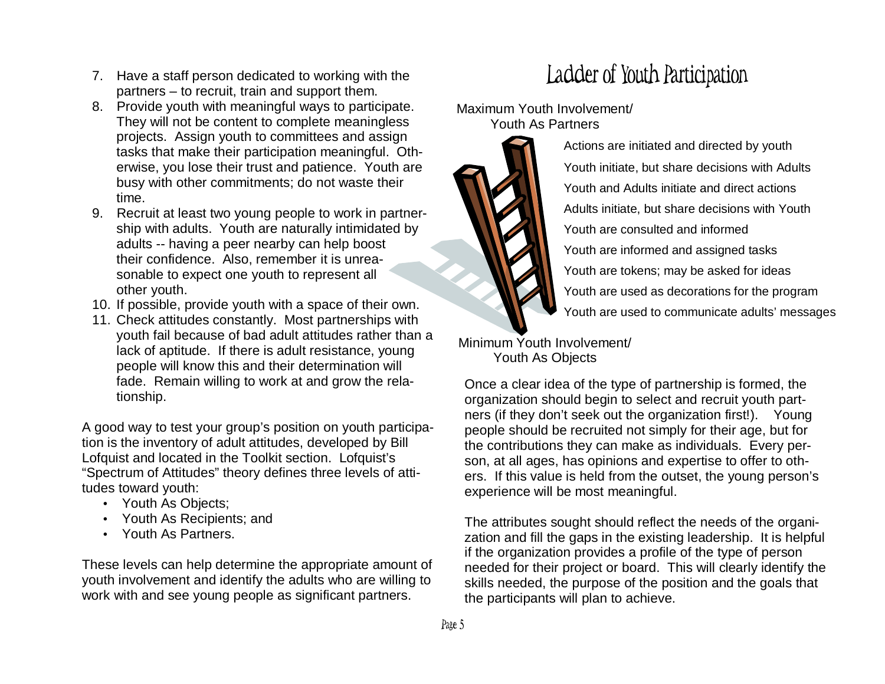7. Have a staff person dedicated to working with the partners – to recruit, train and support them.
8. Provide youth with meaningful ways to participate. They will not be content to complete meaningless projects. Assign youth to committees and assign tasks that make their participation meaningful. Otherwise, you lose their trust and patience. Youth are busy with other commitments; do not waste their time.
9. Recruit at least two young people to work in partnership with adults. Youth are naturally intimidated by adults -- having a peer nearby can help boost their confidence. Also, remember it is unreasonable to expect one youth to represent all other youth.
10. If possible, provide youth with a space of their own.
11. Check attitudes constantly. Most partnerships with youth fail because of bad adult attitudes rather than a lack of aptitude. If there is adult resistance, young people will know this and their determination will fade. Remain willing to work at and grow the relationship.

A good way to test your group's position on youth participation is the inventory of adult attitudes, developed by Bill Lofquist and located in the Toolkit section. Lofquist's "Spectrum of Attitudes" theory defines three levels of attitudes toward youth:

- Youth As Objects;
- Youth As Recipients; and
- Youth As Partners.

These levels can help determine the appropriate amount of youth involvement and identify the adults who are willing to work with and see young people as significant partners.

# Ladder of Youth Participation

Maximum Youth Involvement/
Youth As Partners

- Actions are initiated and directed by youth
- Youth initiate, but share decisions with Adults
- Youth and Adults initiate and direct actions
- Adults initiate, but share decisions with Youth
- Youth are consulted and informed
- Youth are informed and assigned tasks
- Youth are tokens; may be asked for ideas
- Youth are used as decorations for the program
- Youth are used to communicate adults' messages

Minimum Youth Involvement/
Youth As Objects

Once a clear idea of the type of partnership is formed, the organization should begin to select and recruit youth partners (if they don't seek out the organization first!). Young people should be recruited not simply for their age, but for the contributions they can make as individuals. Every person, at all ages, has opinions and expertise to offer to others. If this value is held from the outset, the young person's experience will be most meaningful.

The attributes sought should reflect the needs of the organization and fill the gaps in the existing leadership. It is helpful if the organization provides a profile of the type of person needed for their project or board. This will clearly identify the skills needed, the purpose of the position and the goals that the participants will plan to achieve.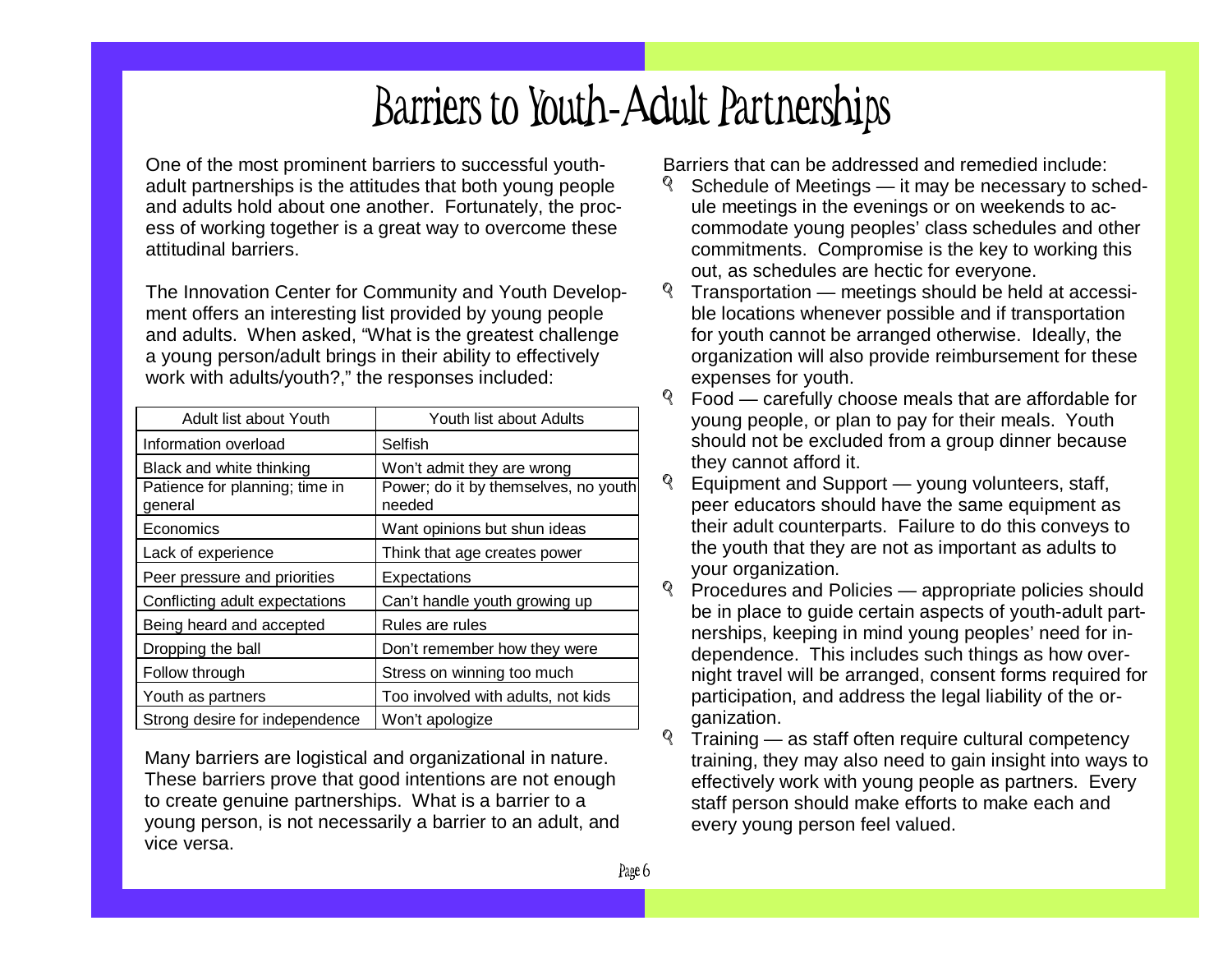# Barriers to Youth-Adult Partnerships

One of the most prominent barriers to successful youth-adult partnerships is the attitudes that both young people and adults hold about one another. Fortunately, the process of working together is a great way to overcome these attitudinal barriers.

The Innovation Center for Community and Youth Development offers an interesting list provided by young people and adults. When asked, "What is the greatest challenge a young person/adult brings in their ability to effectively work with adults/youth?," the responses included:

| Adult list about Youth | Youth list about Adults |
|---|---|
| Information overload | Selfish |
| Black and white thinking | Won't admit they are wrong |
| Patience for planning; time in general | Power; do it by themselves, no youth needed |
| Economics | Want opinions but shun ideas |
| Lack of experience | Think that age creates power |
| Peer pressure and priorities | Expectations |
| Conflicting adult expectations | Can't handle youth growing up |
| Being heard and accepted | Rules are rules |
| Dropping the ball | Don't remember how they were |
| Follow through | Stress on winning too much |
| Youth as partners | Too involved with adults, not kids |
| Strong desire for independence | Won't apologize |

Many barriers are logistical and organizational in nature. These barriers prove that good intentions are not enough to create genuine partnerships. What is a barrier to a young person, is not necessarily a barrier to an adult, and vice versa.

Barriers that can be addressed and remedied include:

- Schedule of Meetings — it may be necessary to schedule meetings in the evenings or on weekends to accommodate young peoples' class schedules and other commitments. Compromise is the key to working this out, as schedules are hectic for everyone.
- Transportation — meetings should be held at accessible locations whenever possible and if transportation for youth cannot be arranged otherwise. Ideally, the organization will also provide reimbursement for these expenses for youth.
- Food — carefully choose meals that are affordable for young people, or plan to pay for their meals. Youth should not be excluded from a group dinner because they cannot afford it.
- Equipment and Support — young volunteers, staff, peer educators should have the same equipment as their adult counterparts. Failure to do this conveys to the youth that they are not as important as adults to your organization.
- Procedures and Policies — appropriate policies should be in place to guide certain aspects of youth-adult partnerships, keeping in mind young peoples' need for independence. This includes such things as how overnight travel will be arranged, consent forms required for participation, and address the legal liability of the organization.
- Training — as staff often require cultural competency training, they may also need to gain insight into ways to effectively work with young people as partners. Every staff person should make efforts to make each and every young person feel valued.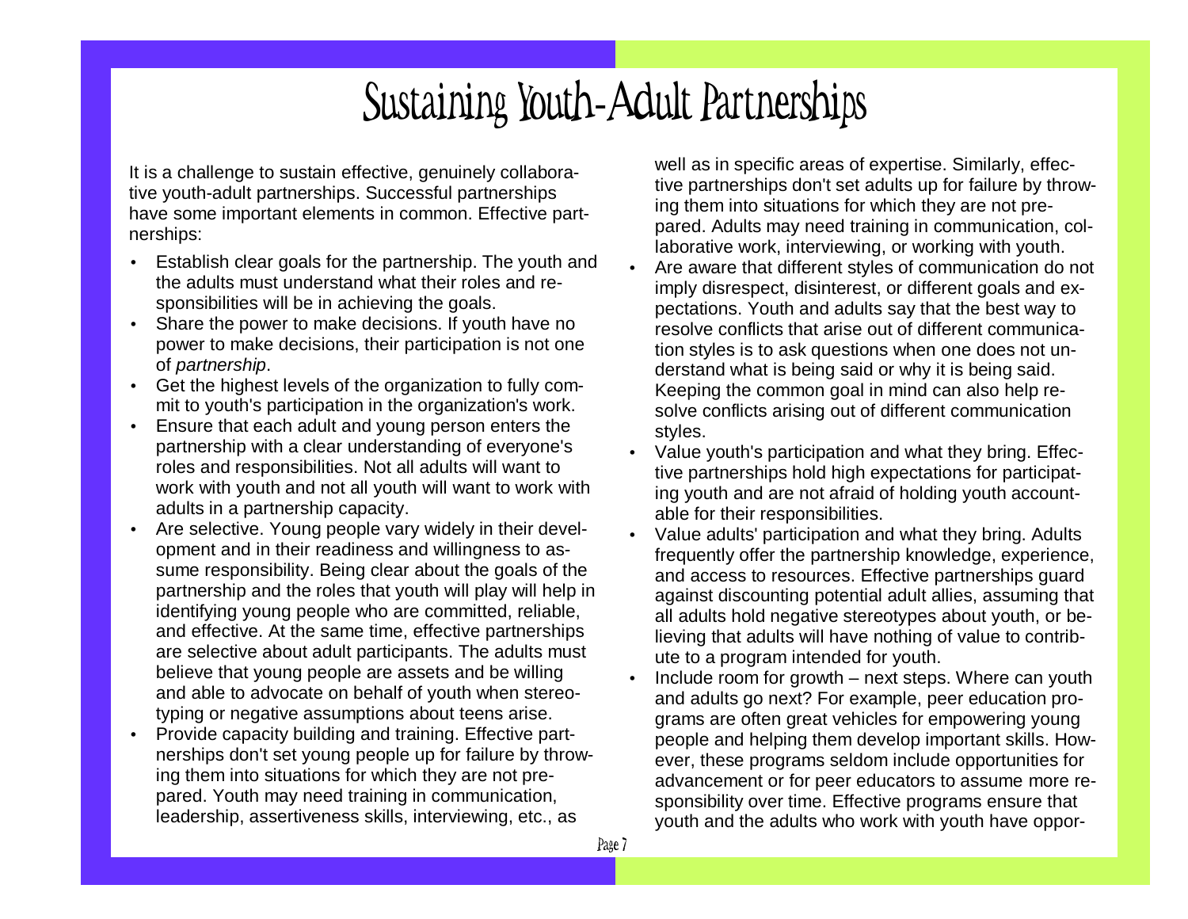# Sustaining Youth-Adult Partnerships

It is a challenge to sustain effective, genuinely collaborative youth-adult partnerships. Successful partnerships have some important elements in common. Effective partnerships:

- Establish clear goals for the partnership. The youth and the adults must understand what their roles and responsibilities will be in achieving the goals.
- Share the power to make decisions. If youth have no power to make decisions, their participation is not one of *partnership*.
- Get the highest levels of the organization to fully commit to youth's participation in the organization's work.
- Ensure that each adult and young person enters the partnership with a clear understanding of everyone's roles and responsibilities. Not all adults will want to work with youth and not all youth will want to work with adults in a partnership capacity.
- Are selective. Young people vary widely in their development and in their readiness and willingness to assume responsibility. Being clear about the goals of the partnership and the roles that youth will play will help in identifying young people who are committed, reliable, and effective. At the same time, effective partnerships are selective about adult participants. The adults must believe that young people are assets and be willing and able to advocate on behalf of youth when stereotyping or negative assumptions about teens arise.
- Provide capacity building and training. Effective partnerships don't set young people up for failure by throwing them into situations for which they are not prepared. Youth may need training in communication, leadership, assertiveness skills, interviewing, etc., as well as in specific areas of expertise. Similarly, effective partnerships don't set adults up for failure by throwing them into situations for which they are not prepared. Adults may need training in communication, collaborative work, interviewing, or working with youth.
- Are aware that different styles of communication do not imply disrespect, disinterest, or different goals and expectations. Youth and adults say that the best way to resolve conflicts that arise out of different communication styles is to ask questions when one does not understand what is being said or why it is being said. Keeping the common goal in mind can also help resolve conflicts arising out of different communication styles.
- Value youth's participation and what they bring. Effective partnerships hold high expectations for participating youth and are not afraid of holding youth accountable for their responsibilities.
- Value adults' participation and what they bring. Adults frequently offer the partnership knowledge, experience, and access to resources. Effective partnerships guard against discounting potential adult allies, assuming that all adults hold negative stereotypes about youth, or believing that adults will have nothing of value to contribute to a program intended for youth.
- Include room for growth – next steps. Where can youth and adults go next? For example, peer education programs are often great vehicles for empowering young people and helping them develop important skills. However, these programs seldom include opportunities for advancement or for peer educators to assume more responsibility over time. Effective programs ensure that youth and the adults who work with youth have oppor-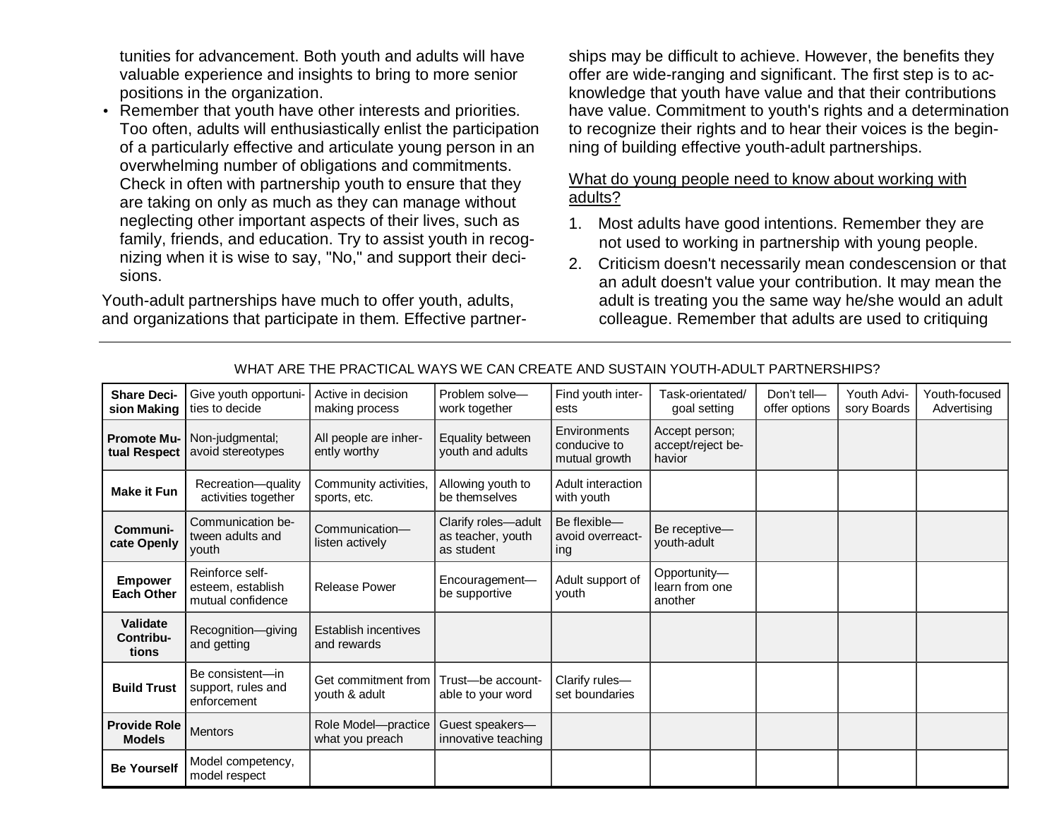tunities for advancement. Both youth and adults will have valuable experience and insights to bring to more senior positions in the organization.

- Remember that youth have other interests and priorities. Too often, adults will enthusiastically enlist the participation of a particularly effective and articulate young person in an overwhelming number of obligations and commitments. Check in often with partnership youth to ensure that they are taking on only as much as they can manage without neglecting other important aspects of their lives, such as family, friends, and education. Try to assist youth in recognizing when it is wise to say, "No," and support their decisions.

Youth-adult partnerships have much to offer youth, adults, and organizations that participate in them. Effective partnerships may be difficult to achieve. However, the benefits they offer are wide-ranging and significant. The first step is to acknowledge that youth have value and that their contributions have value. Commitment to youth's rights and a determination to recognize their rights and to hear their voices is the beginning of building effective youth-adult partnerships.

What do young people need to know about working with adults?

1. Most adults have good intentions. Remember they are not used to working in partnership with young people.
2. Criticism doesn't necessarily mean condescension or that an adult doesn't value your contribution. It may mean the adult is treating you the same way he/she would an adult colleague. Remember that adults are used to critiquing

WHAT ARE THE PRACTICAL WAYS WE CAN CREATE AND SUSTAIN YOUTH-ADULT PARTNERSHIPS?

| | | | | | | | | |
|---|---|---|---|---|---|---|---|---|
| **Share Decision Making** | Give youth opportunities to decide | Active in decision making process | Problem solve—work together | Find youth interests | Task-orientated/ goal setting | Don't tell—offer options | Youth Advisory Boards | Youth-focused Advertising |
| **Promote Mutual Respect** | Non-judgmental; avoid stereotypes | All people are inherently worthy | Equality between youth and adults | Environments conducive to mutual growth | Accept person; accept/reject behavior | | | |
| **Make it Fun** | Recreation—quality activities together | Community activities, sports, etc. | Allowing youth to be themselves | Adult interaction with youth | | | | |
| **Communicate Openly** | Communication between adults and youth | Communication—listen actively | Clarify roles—adult as teacher, youth as student | Be flexible—avoid overreacting | Be receptive—youth-adult | | | |
| **Empower Each Other** | Reinforce self-esteem, establish mutual confidence | Release Power | Encouragement—be supportive | Adult support of youth | Opportunity—learn from one another | | | |
| **Validate Contributions** | Recognition—giving and getting | Establish incentives and rewards | | | | | | |
| **Build Trust** | Be consistent—in support, rules and enforcement | Get commitment from youth & adult | Trust—be accountable to your word | Clarify rules—set boundaries | | | | |
| **Provide Role Models** | Mentors | Role Model—practice what you preach | Guest speakers—innovative teaching | | | | | |
| **Be Yourself** | Model competency, model respect | | | | | | | |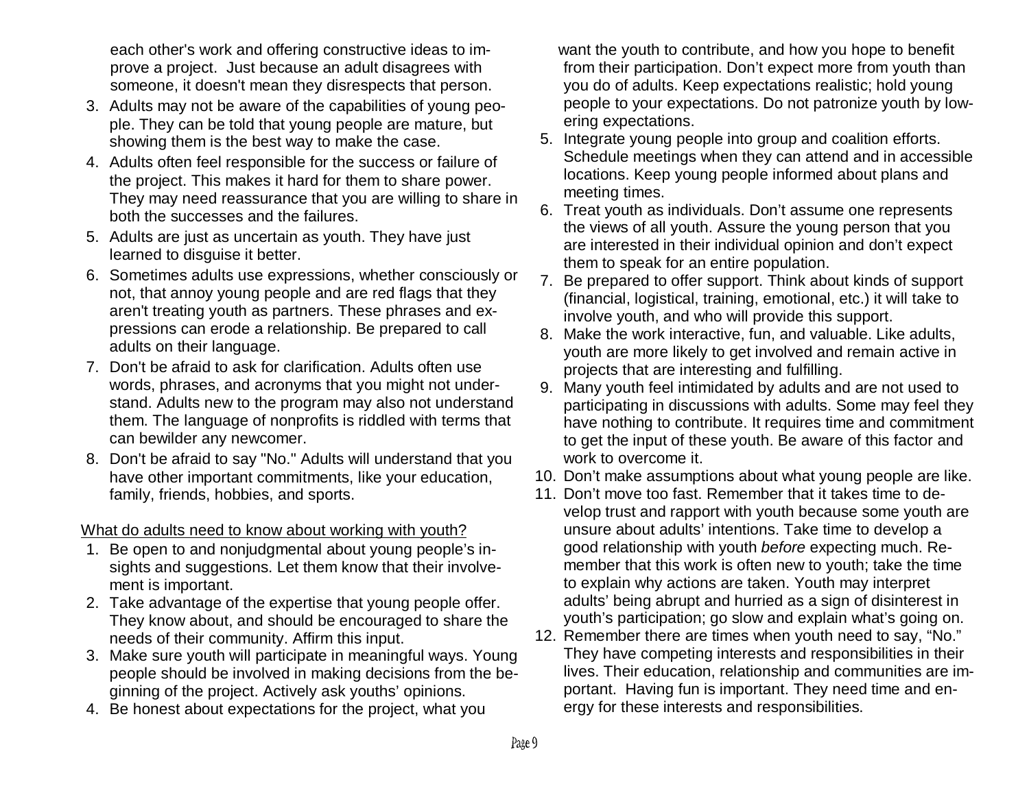each other's work and offering constructive ideas to improve a project. Just because an adult disagrees with someone, it doesn't mean they disrespects that person.

3. Adults may not be aware of the capabilities of young people. They can be told that young people are mature, but showing them is the best way to make the case.
4. Adults often feel responsible for the success or failure of the project. This makes it hard for them to share power. They may need reassurance that you are willing to share in both the successes and the failures.
5. Adults are just as uncertain as youth. They have just learned to disguise it better.
6. Sometimes adults use expressions, whether consciously or not, that annoy young people and are red flags that they aren't treating youth as partners. These phrases and expressions can erode a relationship. Be prepared to call adults on their language.
7. Don't be afraid to ask for clarification. Adults often use words, phrases, and acronyms that you might not understand. Adults new to the program may also not understand them. The language of nonprofits is riddled with terms that can bewilder any newcomer.
8. Don't be afraid to say "No." Adults will understand that you have other important commitments, like your education, family, friends, hobbies, and sports.

What do adults need to know about working with youth?

1. Be open to and nonjudgmental about young people's insights and suggestions. Let them know that their involvement is important.
2. Take advantage of the expertise that young people offer. They know about, and should be encouraged to share the needs of their community. Affirm this input.
3. Make sure youth will participate in meaningful ways. Young people should be involved in making decisions from the beginning of the project. Actively ask youths' opinions.
4. Be honest about expectations for the project, what you want the youth to contribute, and how you hope to benefit from their participation. Don't expect more from youth than you do of adults. Keep expectations realistic; hold young people to your expectations. Do not patronize youth by lowering expectations.
5. Integrate young people into group and coalition efforts. Schedule meetings when they can attend and in accessible locations. Keep young people informed about plans and meeting times.
6. Treat youth as individuals. Don't assume one represents the views of all youth. Assure the young person that you are interested in their individual opinion and don't expect them to speak for an entire population.
7. Be prepared to offer support. Think about kinds of support (financial, logistical, training, emotional, etc.) it will take to involve youth, and who will provide this support.
8. Make the work interactive, fun, and valuable. Like adults, youth are more likely to get involved and remain active in projects that are interesting and fulfilling.
9. Many youth feel intimidated by adults and are not used to participating in discussions with adults. Some may feel they have nothing to contribute. It requires time and commitment to get the input of these youth. Be aware of this factor and work to overcome it.
10. Don't make assumptions about what young people are like.
11. Don't move too fast. Remember that it takes time to develop trust and rapport with youth because some youth are unsure about adults' intentions. Take time to develop a good relationship with youth *before* expecting much. Remember that this work is often new to youth; take the time to explain why actions are taken. Youth may interpret adults' being abrupt and hurried as a sign of disinterest in youth's participation; go slow and explain what's going on.
12. Remember there are times when youth need to say, "No." They have competing interests and responsibilities in their lives. Their education, relationship and communities are important. Having fun is important. They need time and energy for these interests and responsibilities.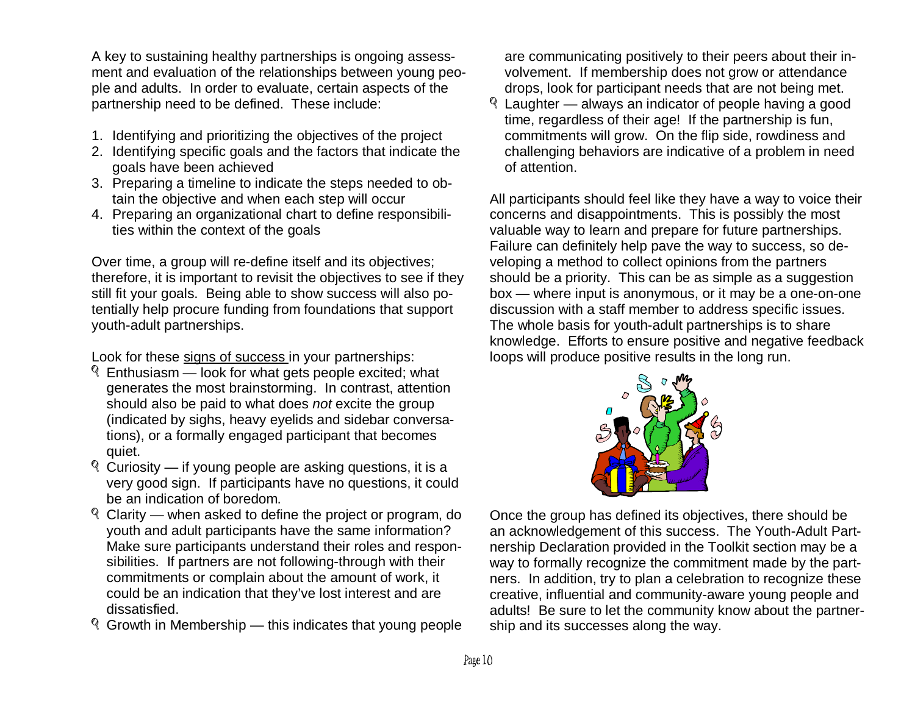A key to sustaining healthy partnerships is ongoing assessment and evaluation of the relationships between young people and adults. In order to evaluate, certain aspects of the partnership need to be defined. These include:

1. Identifying and prioritizing the objectives of the project
2. Identifying specific goals and the factors that indicate the goals have been achieved
3. Preparing a timeline to indicate the steps needed to obtain the objective and when each step will occur
4. Preparing an organizational chart to define responsibilities within the context of the goals

Over time, a group will re-define itself and its objectives; therefore, it is important to revisit the objectives to see if they still fit your goals. Being able to show success will also potentially help procure funding from foundations that support youth-adult partnerships.

Look for these signs of success in your partnerships:

- Enthusiasm — look for what gets people excited; what generates the most brainstorming. In contrast, attention should also be paid to what does *not* excite the group (indicated by sighs, heavy eyelids and sidebar conversations), or a formally engaged participant that becomes quiet.
- Curiosity — if young people are asking questions, it is a very good sign. If participants have no questions, it could be an indication of boredom.
- Clarity — when asked to define the project or program, do youth and adult participants have the same information? Make sure participants understand their roles and responsibilities. If partners are not following-through with their commitments or complain about the amount of work, it could be an indication that they've lost interest and are dissatisfied.
- Growth in Membership — this indicates that young people are communicating positively to their peers about their involvement. If membership does not grow or attendance drops, look for participant needs that are not being met.
- Laughter — always an indicator of people having a good time, regardless of their age! If the partnership is fun, commitments will grow. On the flip side, rowdiness and challenging behaviors are indicative of a problem in need of attention.

All participants should feel like they have a way to voice their concerns and disappointments. This is possibly the most valuable way to learn and prepare for future partnerships. Failure can definitely help pave the way to success, so developing a method to collect opinions from the partners should be a priority. This can be as simple as a suggestion box — where input is anonymous, or it may be a one-on-one discussion with a staff member to address specific issues. The whole basis for youth-adult partnerships is to share knowledge. Efforts to ensure positive and negative feedback loops will produce positive results in the long run.

Once the group has defined its objectives, there should be an acknowledgement of this success. The Youth-Adult Partnership Declaration provided in the Toolkit section may be a way to formally recognize the commitment made by the partners. In addition, try to plan a celebration to recognize these creative, influential and community-aware young people and adults! Be sure to let the community know about the partnership and its successes along the way.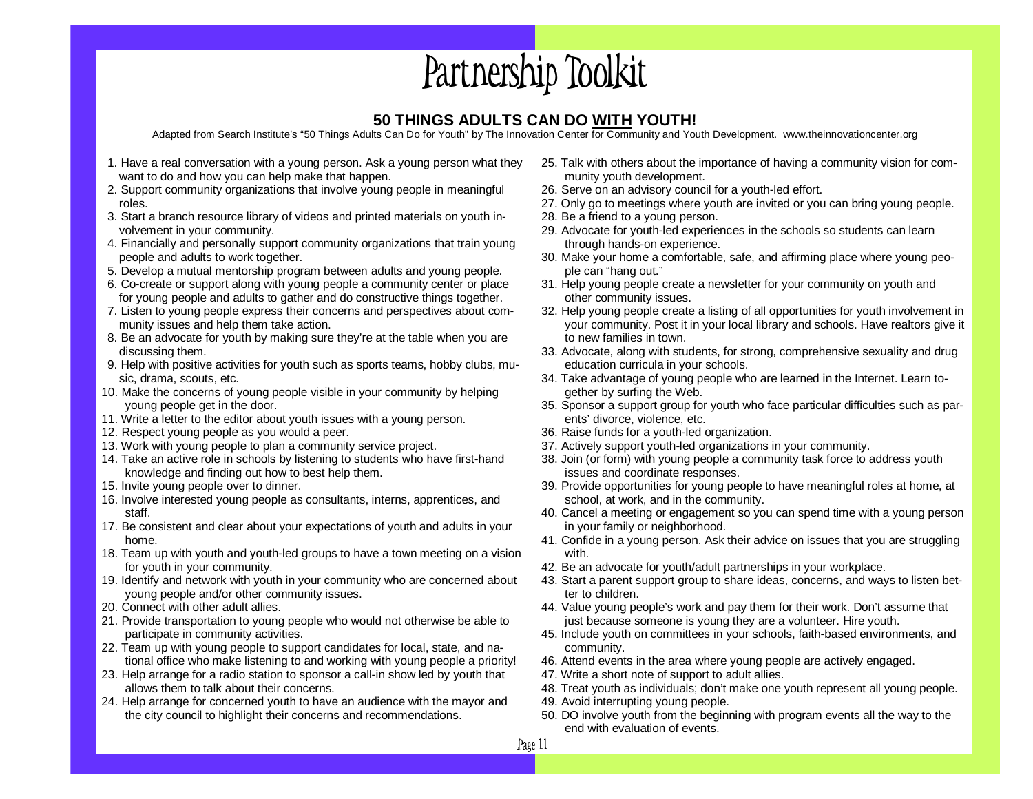# Partnership Toolkit

## 50 THINGS ADULTS CAN DO WITH YOUTH!

Adapted from Search Institute's "50 Things Adults Can Do for Youth" by The Innovation Center for Community and Youth Development. www.theinnovationcenter.org

1. Have a real conversation with a young person. Ask a young person what they want to do and how you can help make that happen.
2. Support community organizations that involve young people in meaningful roles.
3. Start a branch resource library of videos and printed materials on youth involvement in your community.
4. Financially and personally support community organizations that train young people and adults to work together.
5. Develop a mutual mentorship program between adults and young people.
6. Co-create or support along with young people a community center or place for young people and adults to gather and do constructive things together.
7. Listen to young people express their concerns and perspectives about community issues and help them take action.
8. Be an advocate for youth by making sure they're at the table when you are discussing them.
9. Help with positive activities for youth such as sports teams, hobby clubs, music, drama, scouts, etc.
10. Make the concerns of young people visible in your community by helping young people get in the door.
11. Write a letter to the editor about youth issues with a young person.
12. Respect young people as you would a peer.
13. Work with young people to plan a community service project.
14. Take an active role in schools by listening to students who have first-hand knowledge and finding out how to best help them.
15. Invite young people over to dinner.
16. Involve interested young people as consultants, interns, apprentices, and staff.
17. Be consistent and clear about your expectations of youth and adults in your home.
18. Team up with youth and youth-led groups to have a town meeting on a vision for youth in your community.
19. Identify and network with youth in your community who are concerned about young people and/or other community issues.
20. Connect with other adult allies.
21. Provide transportation to young people who would not otherwise be able to participate in community activities.
22. Team up with young people to support candidates for local, state, and national office who make listening to and working with young people a priority!
23. Help arrange for a radio station to sponsor a call-in show led by youth that allows them to talk about their concerns.
24. Help arrange for concerned youth to have an audience with the mayor and the city council to highlight their concerns and recommendations.
25. Talk with others about the importance of having a community vision for community youth development.
26. Serve on an advisory council for a youth-led effort.
27. Only go to meetings where youth are invited or you can bring young people.
28. Be a friend to a young person.
29. Advocate for youth-led experiences in the schools so students can learn through hands-on experience.
30. Make your home a comfortable, safe, and affirming place where young people can "hang out."
31. Help young people create a newsletter for your community on youth and other community issues.
32. Help young people create a listing of all opportunities for youth involvement in your community. Post it in your local library and schools. Have realtors give it to new families in town.
33. Advocate, along with students, for strong, comprehensive sexuality and drug education curricula in your schools.
34. Take advantage of young people who are learned in the Internet. Learn together by surfing the Web.
35. Sponsor a support group for youth who face particular difficulties such as parents' divorce, violence, etc.
36. Raise funds for a youth-led organization.
37. Actively support youth-led organizations in your community.
38. Join (or form) with young people a community task force to address youth issues and coordinate responses.
39. Provide opportunities for young people to have meaningful roles at home, at school, at work, and in the community.
40. Cancel a meeting or engagement so you can spend time with a young person in your family or neighborhood.
41. Confide in a young person. Ask their advice on issues that you are struggling with.
42. Be an advocate for youth/adult partnerships in your workplace.
43. Start a parent support group to share ideas, concerns, and ways to listen better to children.
44. Value young people's work and pay them for their work. Don't assume that just because someone is young they are a volunteer. Hire youth.
45. Include youth on committees in your schools, faith-based environments, and community.
46. Attend events in the area where young people are actively engaged.
47. Write a short note of support to adult allies.
48. Treat youth as individuals; don't make one youth represent all young people.
49. Avoid interrupting young people.
50. DO involve youth from the beginning with program events all the way to the end with evaluation of events.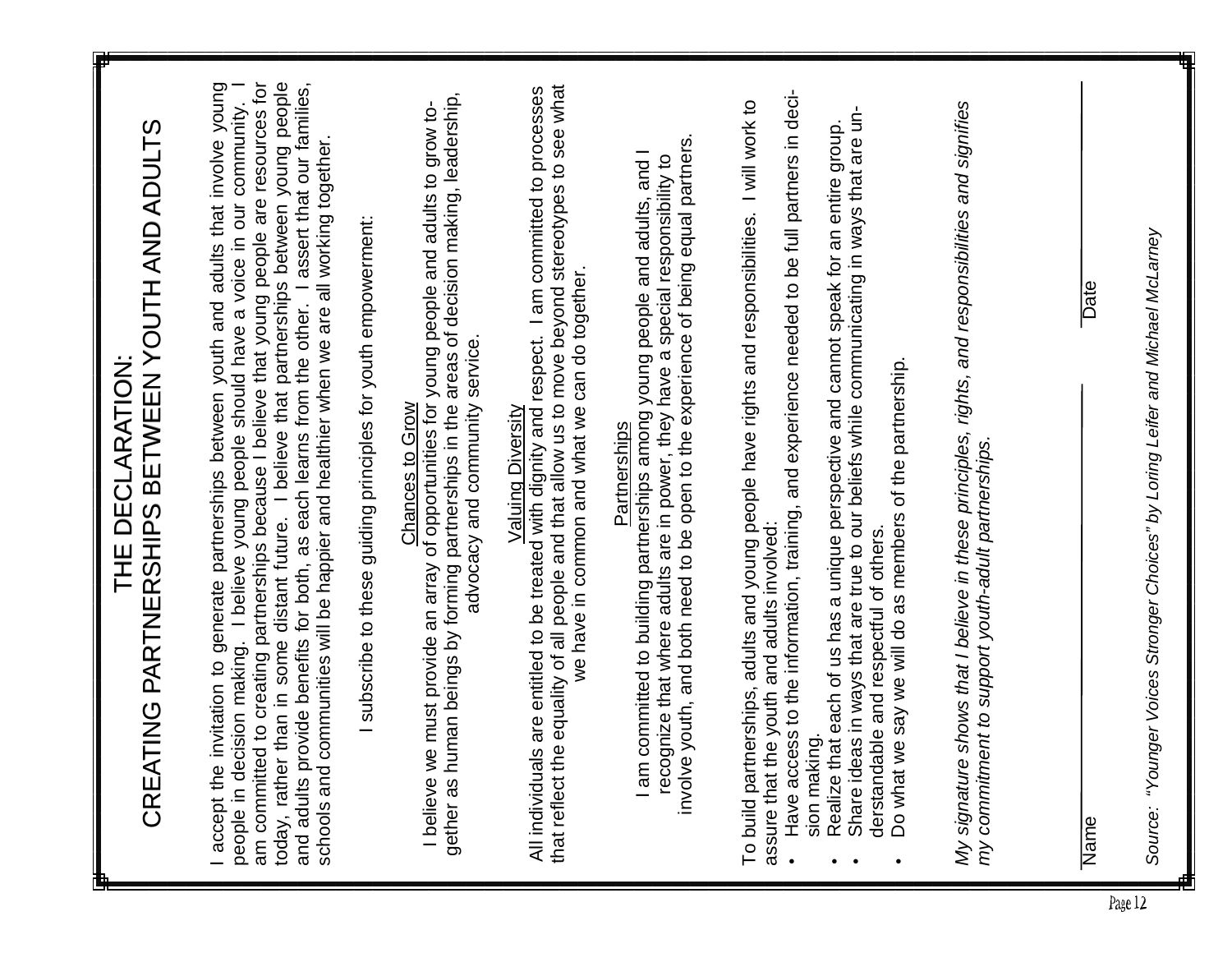# THE DECLARATION:
# CREATING PARTNERSHIPS BETWEEN YOUTH AND ADULTS

I accept the invitation to generate partnerships between youth and adults that involve young people in decision making. I believe young people should have a voice in our community. I am committed to creating partnerships because I believe that young people are resources for today, rather than in some distant future. I believe that partnerships between young people and adults provide benefits for both, as each learns from the other. I assert that our families, schools and communities will be happier and healthier when we are all working together.

I subscribe to these guiding principles for youth empowerment:

<u>Chances to Grow</u>

I believe we must provide an array of opportunities for young people and adults to grow together as human beings by forming partnerships in the areas of decision making, leadership, advocacy and community service.

<u>Valuing Diversity</u>

All individuals are entitled to be treated with dignity and respect. I am committed to processes that reflect the equality of all people and that allow us to move beyond stereotypes to see what we have in common and what we can do together.

<u>Partnerships</u>

I am committed to building partnerships among young people and adults, and I recognize that where adults are in power, they have a special responsibility to involve youth, and both need to be open to the experience of being equal partners.

To build partnerships, adults and young people have rights and responsibilities. I will work to assure that the youth and adults involved:

- Have access to the information, training, and experience needed to be full partners in decision making.
- Realize that each of us has a unique perspective and cannot speak for an entire group.
- Share ideas in ways that are true to our beliefs while communicating in ways that are understandable and respectful of others.
- Do what we say we will do as members of the partnership.

*My signature shows that I believe in these principles, rights, and responsibilities and signifies my commitment to support youth-adult partnerships.*

Name ______________________ Date ______________________

*Source: "Younger Voices Stronger Choices" by Loring Leifer and Michael McLarney*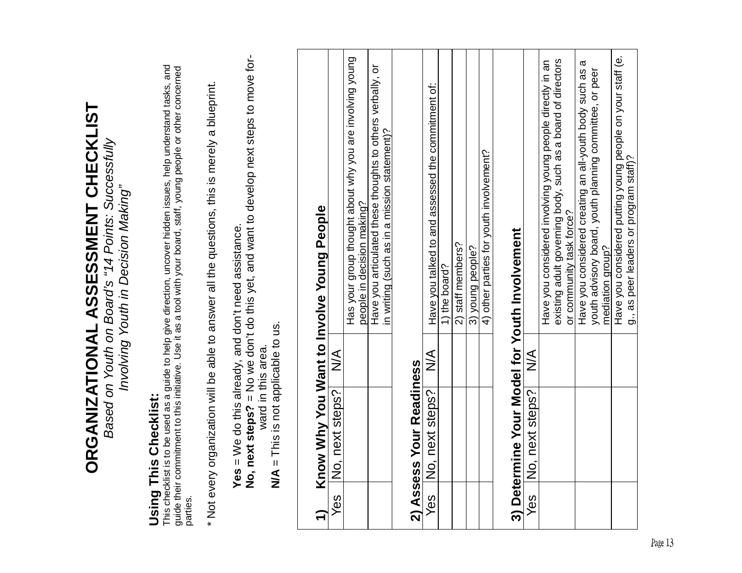# ORGANIZATIONAL ASSESSMENT CHECKLIST

*Based on Youth on Board's "14 Points: Successfully Involving Youth in Decision Making"*

## Using This Checklist:

This checklist is to be used as a guide to help give direction, uncover hidden issues, help understand tasks, and guide their commitment to this initiative. Use it as a tool with your board, staff, young people or other concerned parties.

* Not every organization will be able to answer all the questions, this is merely a blueprint.

**Yes** = We do this already, and don't need assistance.
**No, next steps?** = No we don't do this yet, and want to develop next steps to move forward in this area.
**N/A** = This is not applicable to us.

## 1) Know Why You Want to Involve Young People

| Yes | No, next steps? | N/A | |
|---|---|---|---|
| | | | Has your group thought about why you are involving young people in decision making? |
| | | | Have you articulated these thoughts to others verbally, or in writing (such as in a mission statement)? |

## 2) Assess Your Readiness

| Yes | No, next steps? | N/A | Have you talked to and assessed the commitment of: |
|---|---|---|---|
| | | | 1) the board? |
| | | | 2) staff members? |
| | | | 3) young people? |
| | | | 4) other parties for youth involvement? |

## 3) Determine Your Model for Youth Involvement

| Yes | No, next steps? | N/A | |
|---|---|---|---|
| | | | Have you considered involving young people directly in an existing adult governing body, such as a board of directors or community task force? |
| | | | Have you considered creating an all-youth body such as a youth advisory board, youth planning committee, or peer mediation group? |
| | | | Have you considered putting young people on your staff (e. g., as peer leaders or program staff)? |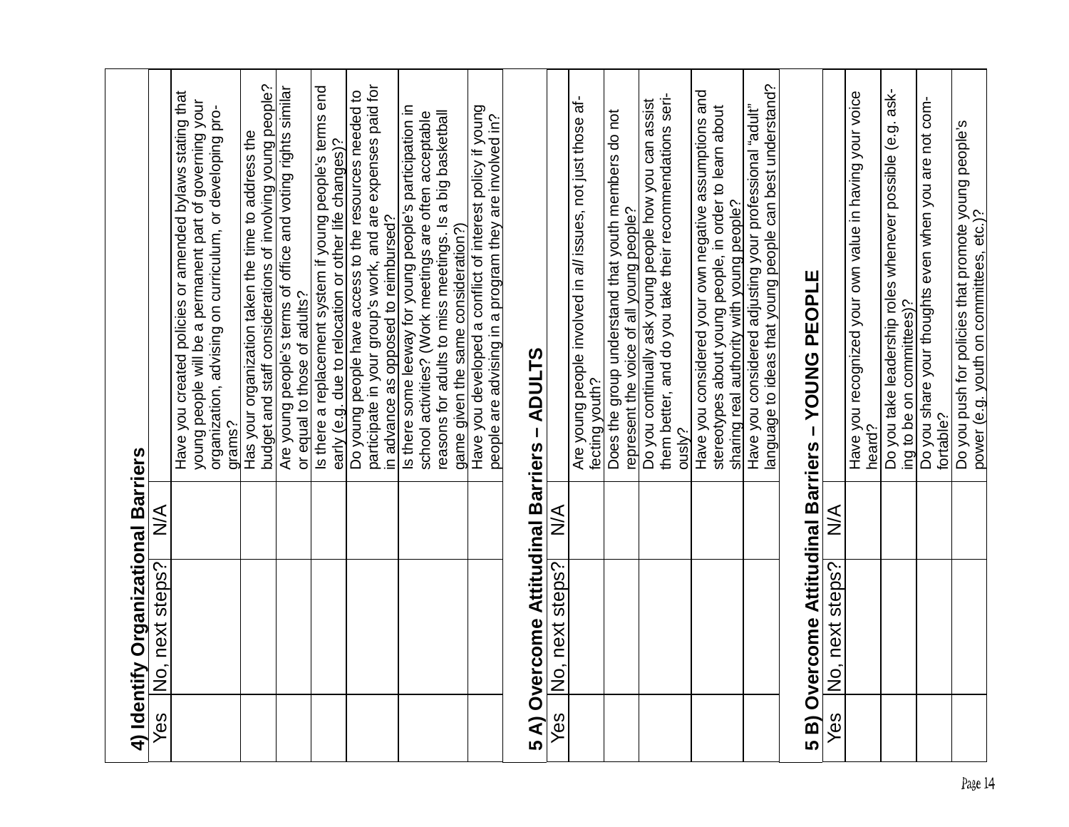## 4) Identify Organizational Barriers

| Yes | No, next steps? | N/A | |
|---|---|---|---|
| | | | Have you created policies or amended bylaws stating that young people will be a permanent part of governing your organization, advising on curriculum, or developing programs? |
| | | | Has your organization taken the time to address the budget and staff considerations of involving young people? |
| | | | Are young people's terms of office and voting rights similar or equal to those of adults? |
| | | | Is there a replacement system if young people's terms end early (e.g. due to relocation or other life changes)? |
| | | | Do young people have access to the resources needed to participate in your group's work, and are expenses paid for in advance as opposed to reimbursed? |
| | | | Is there some leeway for young people's participation in school activities? (Work meetings are often acceptable reasons for adults to miss meetings. Is a big basketball game given the same consideration?) |
| | | | Have you developed a conflict of interest policy if young people are advising in a program they are involved in? |

## 5 A) Overcome Attitudinal Barriers – ADULTS

| Yes | No, next steps? | N/A | |
|---|---|---|---|
| | | | Are young people involved in *all* issues, not just those affecting youth? |
| | | | Does the group understand that youth members do not represent the voice of all young people? |
| | | | Do you continually ask young people how you can assist them better, and do you take their recommendations seriously? |
| | | | Have you considered your own negative assumptions and stereotypes about young people, in order to learn about sharing real authority with young people? |
| | | | Have you considered adjusting your professional "adult" language to ideas that young people can best understand? |

## 5 B) Overcome Attitudinal Barriers – YOUNG PEOPLE

| Yes | No, next steps? | N/A | |
|---|---|---|---|
| | | | Have you recognized your own value in having your voice heard? |
| | | | Do you take leadership roles whenever possible (e.g. asking to be on committees)? |
| | | | Do you share your thoughts even when you are not comfortable? |
| | | | Do you push for policies that promote young people's power (e.g. youth on committees, etc.)? |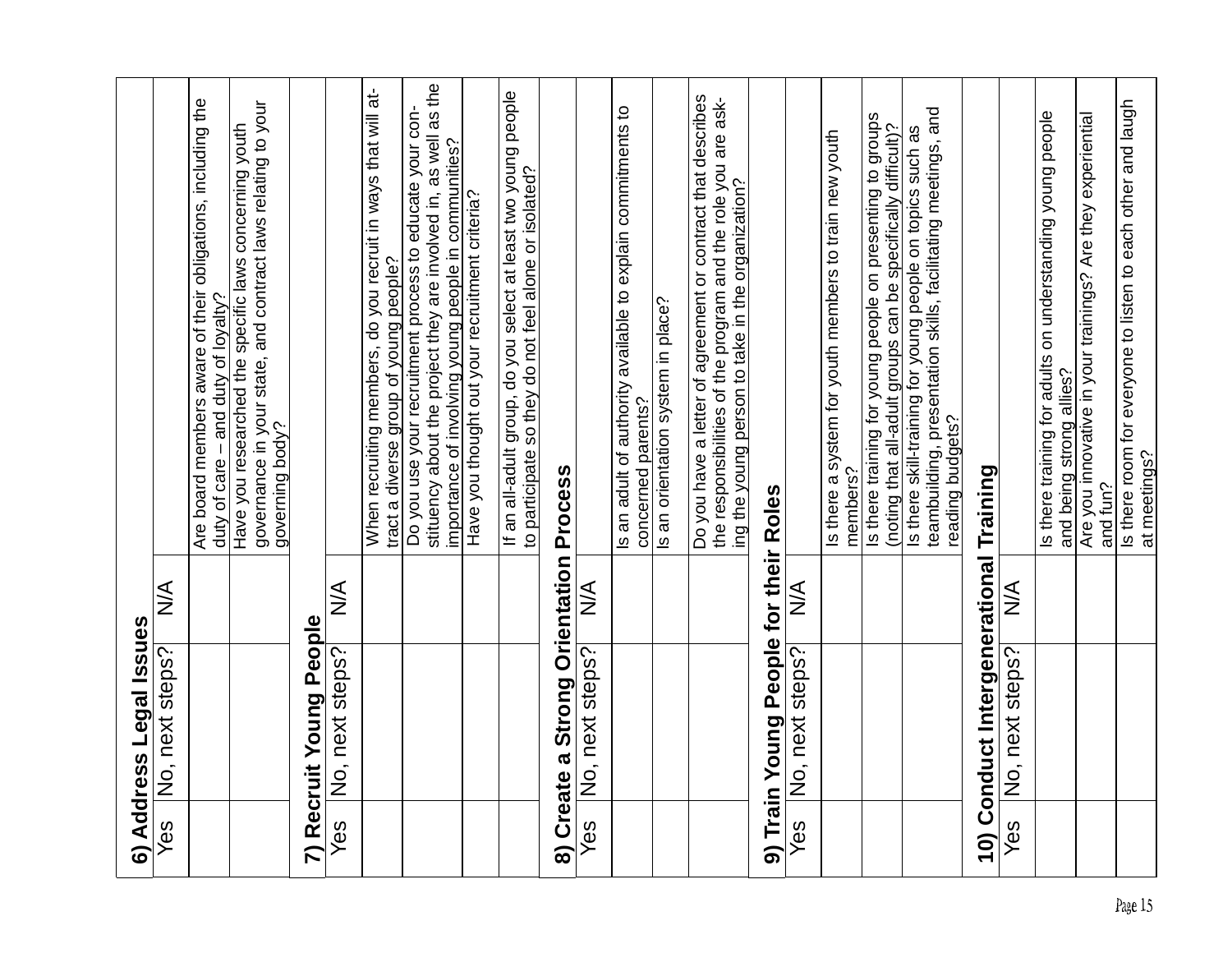## 6) Address Legal Issues

| Yes | No, next steps? | N/A | |
|---|---|---|---|
| | | | Are board members aware of their obligations, including the duty of care – and duty of loyalty? |
| | | | Have you researched the specific laws concerning youth governance in your state, and contract laws relating to your governing body? |

## 7) Recruit Young People

| Yes | No, next steps? | N/A | |
|---|---|---|---|
| | | | When recruiting members, do you recruit in ways that will attract a diverse group of young people? |
| | | | Do you use your recruitment process to educate your constituency about the project they are involved in, as well as the importance of involving young people in communities? |
| | | | Have you thought out your recruitment criteria? |
| | | | If an all-adult group, do you select at least two young people to participate so they do not feel alone or isolated? |

## 8) Create a Strong Orientation Process

| Yes | No, next steps? | N/A | |
|---|---|---|---|
| | | | Is an adult of authority available to explain commitments to concerned parents? |
| | | | Is an orientation system in place? |
| | | | Do you have a letter of agreement or contract that describes the responsibilities of the program and the role you are asking the young person to take in the organization? |

## 9) Train Young People for their Roles

| Yes | No, next steps? | N/A | |
|---|---|---|---|
| | | | Is there a system for youth members to train new youth members? |
| | | | Is there training for young people on presenting to groups (noting that all-adult groups can be specifically difficult)? |
| | | | Is there skill-training for young people on topics such as teambuilding, presentation skills, facilitating meetings, and reading budgets? |

## 10) Conduct Intergenerational Training

| Yes | No, next steps? | N/A | |
|---|---|---|---|
| | | | Is there training for adults on understanding young people and being strong allies? |
| | | | Are you innovative in your trainings? Are they experiential and fun? |
| | | | Is there room for everyone to listen to each other and laugh at meetings? |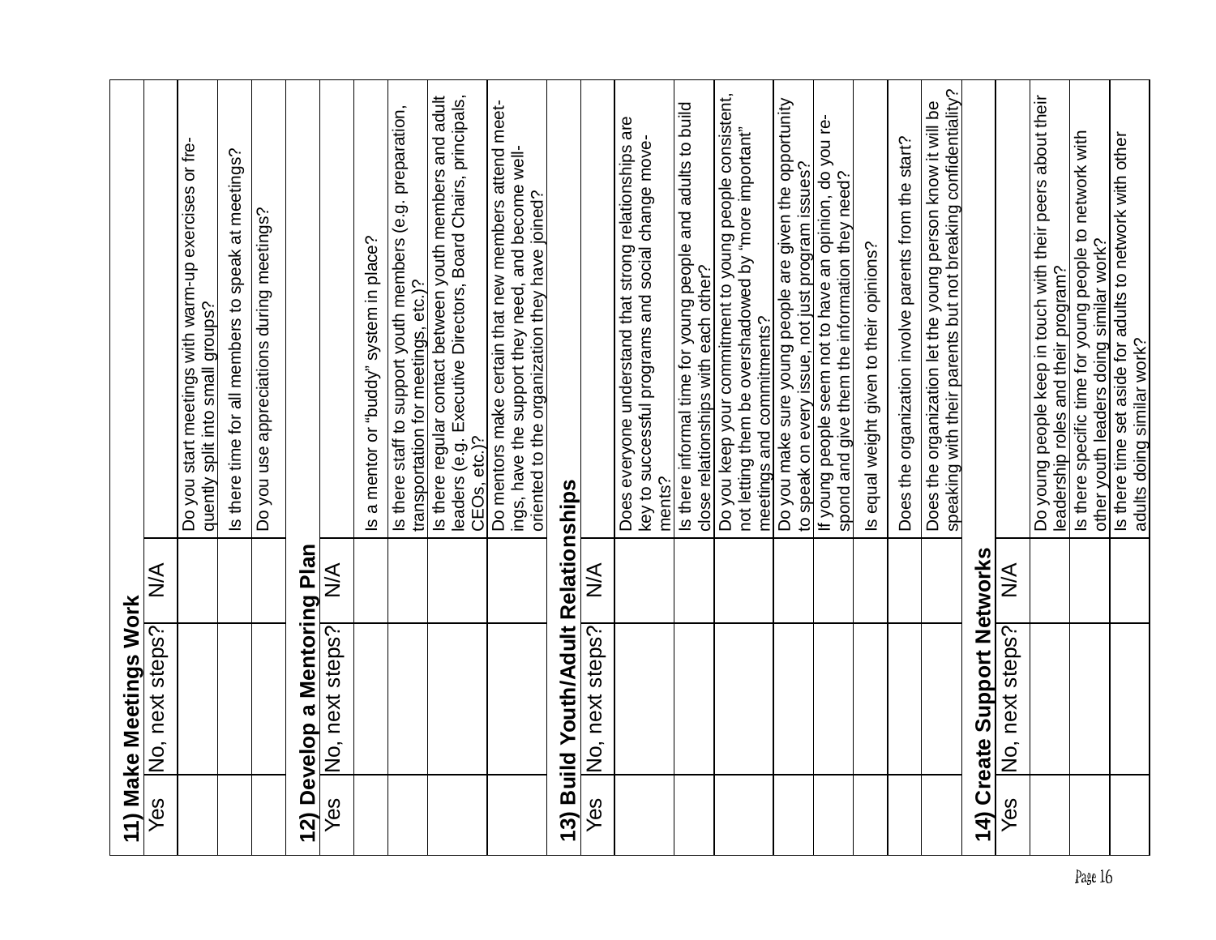## 11) Make Meetings Work

| Yes | No, next steps? | N/A | |
|---|---|---|---|
| | | | Do you start meetings with warm-up exercises or frequently split into small groups? |
| | | | Is there time for all members to speak at meetings? |
| | | | Do you use appreciations during meetings? |

## 12) Develop a Mentoring Plan

| Yes | No, next steps? | N/A | |
|---|---|---|---|
| | | | Is a mentor or "buddy" system in place? |
| | | | Is there staff to support youth members (e.g. preparation, transportation for meetings, etc.)? |
| | | | Is there regular contact between youth members and adult leaders (e.g. Executive Directors, Board Chairs, principals, CEOs, etc.)? |
| | | | Do mentors make certain that new members attend meetings, have the support they need, and become well-oriented to the organization they have joined? |

## 13) Build Youth/Adult Relationships

| Yes | No, next steps? | N/A | |
|---|---|---|---|
| | | | Does everyone understand that strong relationships are key to successful programs and social change movements? |
| | | | Is there informal time for young people and adults to build close relationships with each other? |
| | | | Do you keep your commitment to young people consistent, not letting them be overshadowed by "more important" meetings and commitments? |
| | | | Do you make sure young people are given the opportunity to speak on every issue, not just program issues? |
| | | | If young people seem not to have an opinion, do you respond and give them the information they need? |
| | | | Is equal weight given to their opinions? |
| | | | Does the organization involve parents from the start? |
| | | | Does the organization let the young person know it will be speaking with their parents but not breaking confidentiality? |

## 14) Create Support Networks

| Yes | No, next steps? | N/A | |
|---|---|---|---|
| | | | Do young people keep in touch with their peers about their leadership roles and their program? |
| | | | Is there specific time for young people to network with other youth leaders doing similar work? |
| | | | Is there time set aside for adults to network with other adults doing similar work? |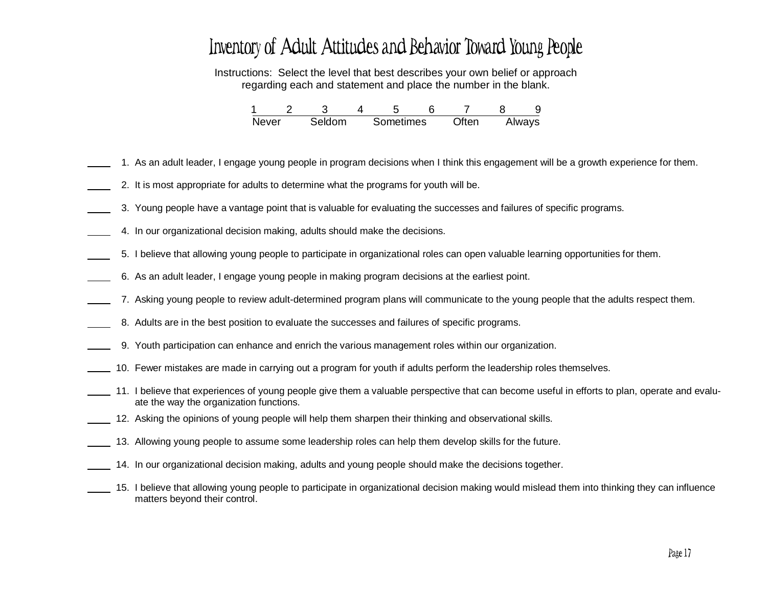# Inventory of Adult Attitudes and Behavior Toward Young People

Instructions: Select the level that best describes your own belief or approach regarding each and statement and place the number in the blank.

| 1 | 2 | 3 | 4 | 5 | 6 | 7 | 8 | 9 |
|---|---|---|---|---|---|---|---|---|
| Never | | Seldom | | Sometimes | | Often | | Always |

____ 1. As an adult leader, I engage young people in program decisions when I think this engagement will be a growth experience for them.

____ 2. It is most appropriate for adults to determine what the programs for youth will be.

____ 3. Young people have a vantage point that is valuable for evaluating the successes and failures of specific programs.

____ 4. In our organizational decision making, adults should make the decisions.

____ 5. I believe that allowing young people to participate in organizational roles can open valuable learning opportunities for them.

____ 6. As an adult leader, I engage young people in making program decisions at the earliest point.

____ 7. Asking young people to review adult-determined program plans will communicate to the young people that the adults respect them.

____ 8. Adults are in the best position to evaluate the successes and failures of specific programs.

____ 9. Youth participation can enhance and enrich the various management roles within our organization.

____ 10. Fewer mistakes are made in carrying out a program for youth if adults perform the leadership roles themselves.

____ 11. I believe that experiences of young people give them a valuable perspective that can become useful in efforts to plan, operate and evaluate the way the organization functions.

____ 12. Asking the opinions of young people will help them sharpen their thinking and observational skills.

____ 13. Allowing young people to assume some leadership roles can help them develop skills for the future.

____ 14. In our organizational decision making, adults and young people should make the decisions together.

____ 15. I believe that allowing young people to participate in organizational decision making would mislead them into thinking they can influence matters beyond their control.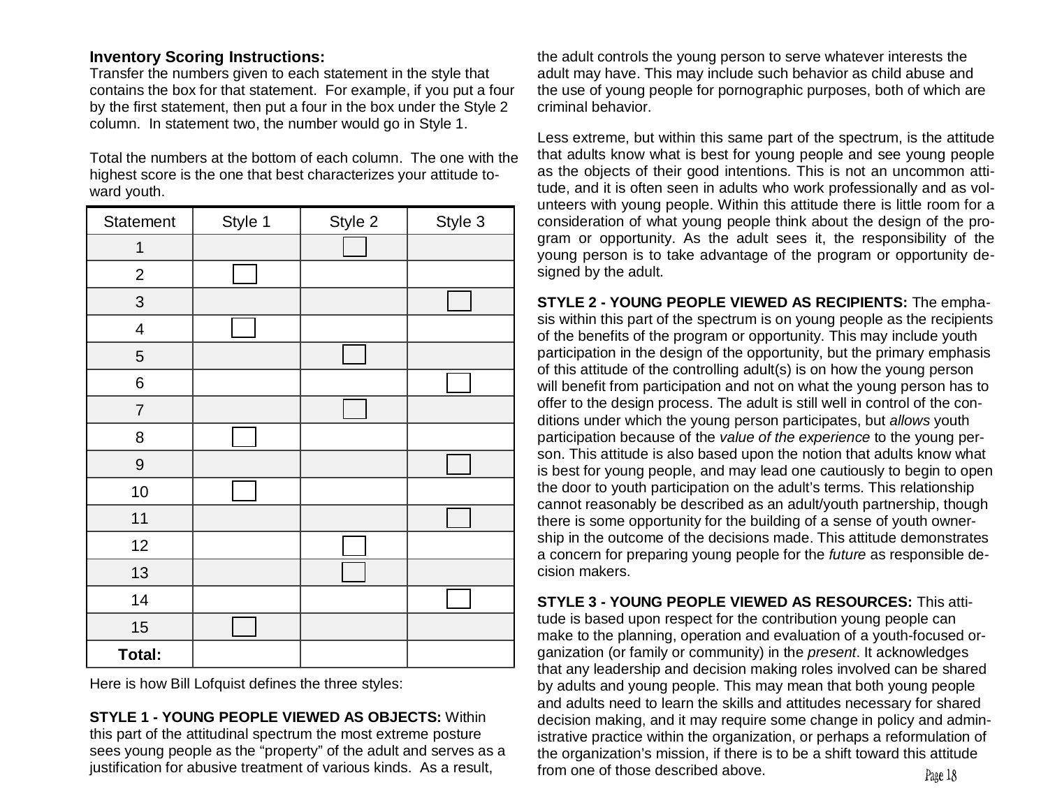**Inventory Scoring Instructions:**
Transfer the numbers given to each statement in the style that contains the box for that statement. For example, if you put a four by the first statement, then put a four in the box under the Style 2 column. In statement two, the number would go in Style 1.

Total the numbers at the bottom of each column. The one with the highest score is the one that best characterizes your attitude toward youth.

| Statement | Style 1 | Style 2 | Style 3 |
|---|---|---|---|
| 1 | | ☐ | |
| 2 | ☐ | | |
| 3 | | | ☐ |
| 4 | ☐ | | |
| 5 | | ☐ | |
| 6 | | | ☐ |
| 7 | | ☐ | |
| 8 | ☐ | | |
| 9 | | | ☐ |
| 10 | ☐ | | |
| 11 | | | ☐ |
| 12 | | ☐ | |
| 13 | | ☐ | |
| 14 | | | ☐ |
| 15 | ☐ | | |
| **Total:** | | | |

Here is how Bill Lofquist defines the three styles:

**STYLE 1 - YOUNG PEOPLE VIEWED AS OBJECTS:** Within this part of the attitudinal spectrum the most extreme posture sees young people as the "property" of the adult and serves as a justification for abusive treatment of various kinds. As a result, the adult controls the young person to serve whatever interests the adult may have. This may include such behavior as child abuse and the use of young people for pornographic purposes, both of which are criminal behavior.

Less extreme, but within this same part of the spectrum, is the attitude that adults know what is best for young people and see young people as the objects of their good intentions. This is not an uncommon attitude, and it is often seen in adults who work professionally and as volunteers with young people. Within this attitude there is little room for a consideration of what young people think about the design of the program or opportunity. As the adult sees it, the responsibility of the young person is to take advantage of the program or opportunity designed by the adult.

**STYLE 2 - YOUNG PEOPLE VIEWED AS RECIPIENTS:** The emphasis within this part of the spectrum is on young people as the recipients of the benefits of the program or opportunity. This may include youth participation in the design of the opportunity, but the primary emphasis of this attitude of the controlling adult(s) is on how the young person will benefit from participation and not on what the young person has to offer to the design process. The adult is still well in control of the conditions under which the young person participates, but *allows* youth participation because of the *value of the experience* to the young person. This attitude is also based upon the notion that adults know what is best for young people, and may lead one cautiously to begin to open the door to youth participation on the adult's terms. This relationship cannot reasonably be described as an adult/youth partnership, though there is some opportunity for the building of a sense of youth ownership in the outcome of the decisions made. This attitude demonstrates a concern for preparing young people for the *future* as responsible decision makers.

**STYLE 3 - YOUNG PEOPLE VIEWED AS RESOURCES:** This attitude is based upon respect for the contribution young people can make to the planning, operation and evaluation of a youth-focused organization (or family or community) in the *present*. It acknowledges that any leadership and decision making roles involved can be shared by adults and young people. This may mean that both young people and adults need to learn the skills and attitudes necessary for shared decision making, and it may require some change in policy and administrative practice within the organization, or perhaps a reformulation of the organization's mission, if there is to be a shift toward this attitude from one of those described above.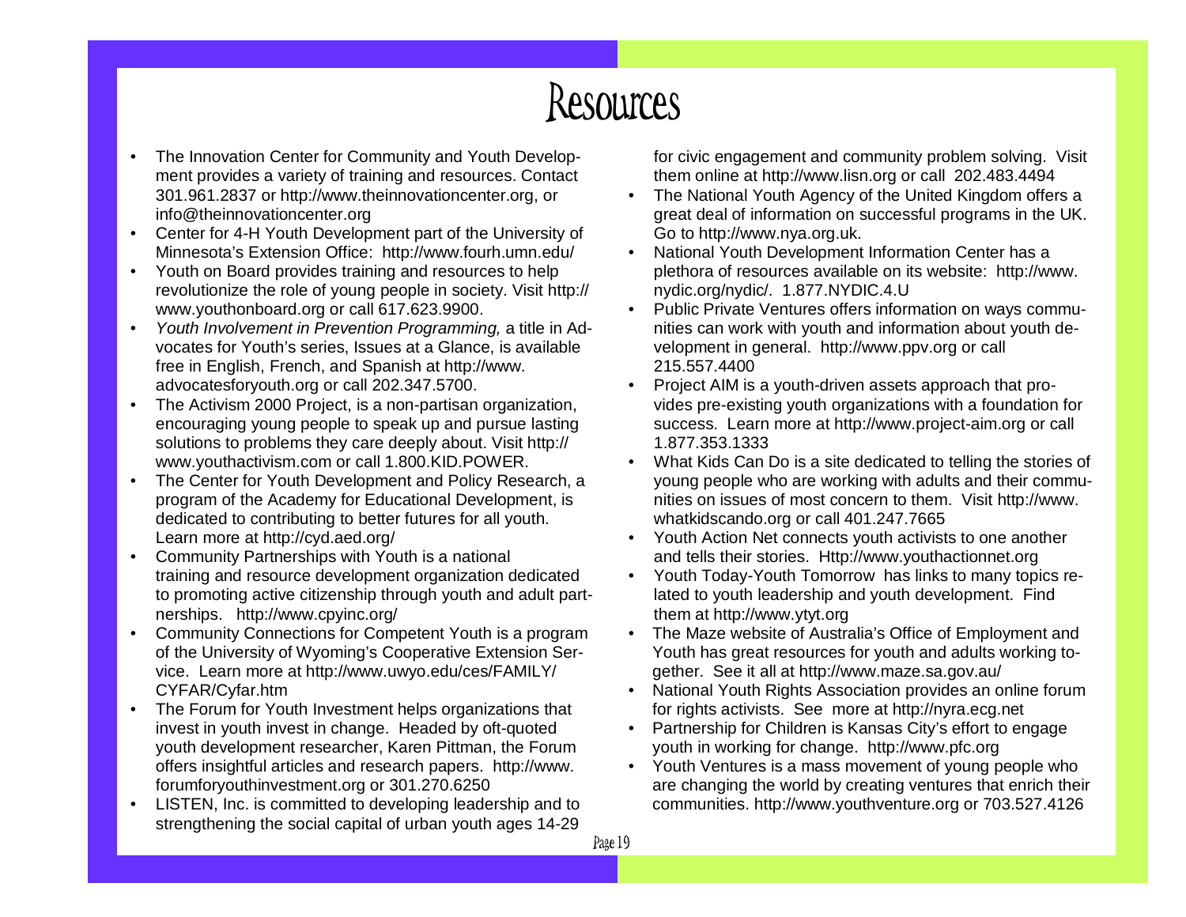# Resources

- The Innovation Center for Community and Youth Development provides a variety of training and resources. Contact 301.961.2837 or http://www.theinnovationcenter.org, or info@theinnovationcenter.org
- Center for 4-H Youth Development part of the University of Minnesota's Extension Office: http://www.fourh.umn.edu/
- Youth on Board provides training and resources to help revolutionize the role of young people in society. Visit http://www.youthonboard.org or call 617.623.9900.
- *Youth Involvement in Prevention Programming,* a title in Advocates for Youth's series, Issues at a Glance, is available free in English, French, and Spanish at http://www.advocatesforyouth.org or call 202.347.5700.
- The Activism 2000 Project, is a non-partisan organization, encouraging young people to speak up and pursue lasting solutions to problems they care deeply about. Visit http://www.youthactivism.com or call 1.800.KID.POWER.
- The Center for Youth Development and Policy Research, a program of the Academy for Educational Development, is dedicated to contributing to better futures for all youth. Learn more at http://cyd.aed.org/
- Community Partnerships with Youth is a national training and resource development organization dedicated to promoting active citizenship through youth and adult partnerships. http://www.cpyinc.org/
- Community Connections for Competent Youth is a program of the University of Wyoming's Cooperative Extension Service. Learn more at http://www.uwyo.edu/ces/FAMILY/CYFAR/Cyfar.htm
- The Forum for Youth Investment helps organizations that invest in youth invest in change. Headed by oft-quoted youth development researcher, Karen Pittman, the Forum offers insightful articles and research papers. http://www.forumforyouthinvestment.org or 301.270.6250
- LISTEN, Inc. is committed to developing leadership and to strengthening the social capital of urban youth ages 14-29 for civic engagement and community problem solving. Visit them online at http://www.lisn.org or call 202.483.4494
- The National Youth Agency of the United Kingdom offers a great deal of information on successful programs in the UK. Go to http://www.nya.org.uk.
- National Youth Development Information Center has a plethora of resources available on its website: http://www.nydic.org/nydic/. 1.877.NYDIC.4.U
- Public Private Ventures offers information on ways communities can work with youth and information about youth development in general. http://www.ppv.org or call 215.557.4400
- Project AIM is a youth-driven assets approach that provides pre-existing youth organizations with a foundation for success. Learn more at http://www.project-aim.org or call 1.877.353.1333
- What Kids Can Do is a site dedicated to telling the stories of young people who are working with adults and their communities on issues of most concern to them. Visit http://www.whatkidscando.org or call 401.247.7665
- Youth Action Net connects youth activists to one another and tells their stories. Http://www.youthactionnet.org
- Youth Today-Youth Tomorrow has links to many topics related to youth leadership and youth development. Find them at http://www.ytyt.org
- The Maze website of Australia's Office of Employment and Youth has great resources for youth and adults working together. See it all at http://www.maze.sa.gov.au/
- National Youth Rights Association provides an online forum for rights activists. See more at http://nyra.ecg.net
- Partnership for Children is Kansas City's effort to engage youth in working for change. http://www.pfc.org
- Youth Ventures is a mass movement of young people who are changing the world by creating ventures that enrich their communities. http://www.youthventure.org or 703.527.4126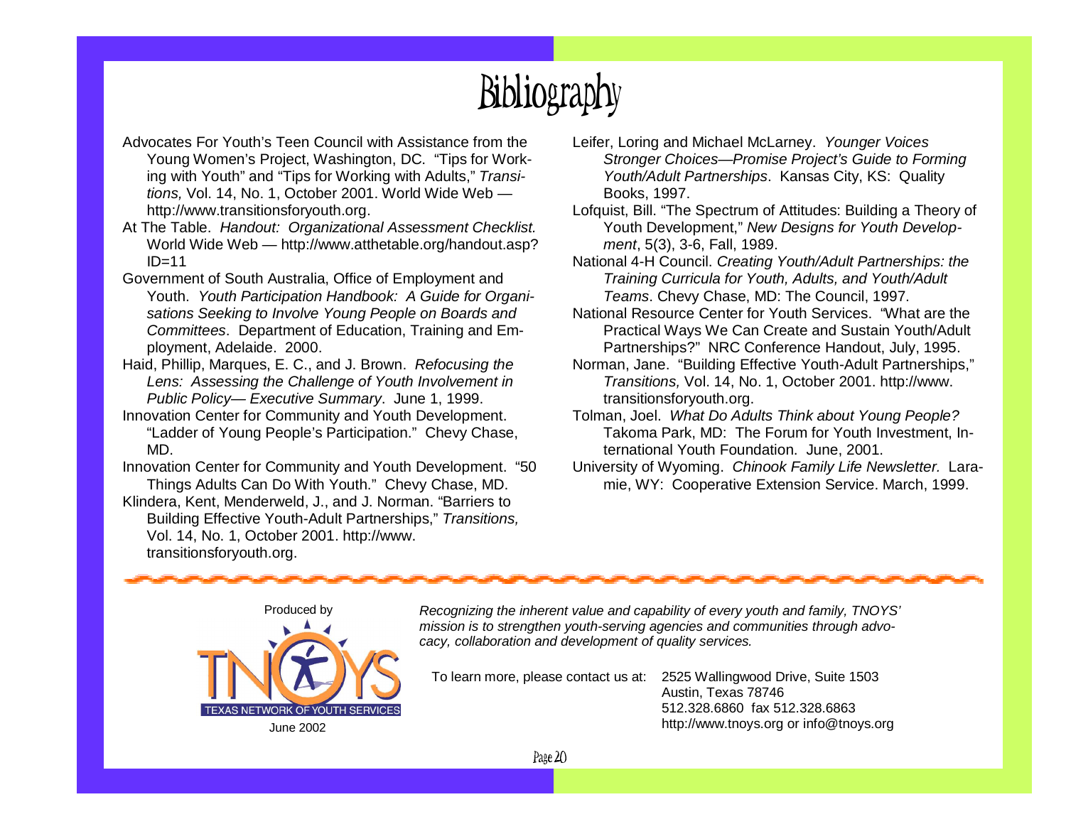# Bibliography

Advocates For Youth's Teen Council with Assistance from the Young Women's Project, Washington, DC. "Tips for Working with Youth" and "Tips for Working with Adults," *Transitions,* Vol. 14, No. 1, October 2001. World Wide Web — http://www.transitionsforyouth.org.

At The Table. *Handout: Organizational Assessment Checklist.* World Wide Web — http://www.atthetable.org/handout.asp?ID=11

Government of South Australia, Office of Employment and Youth. *Youth Participation Handbook: A Guide for Organisations Seeking to Involve Young People on Boards and Committees*. Department of Education, Training and Employment, Adelaide. 2000.

Haid, Phillip, Marques, E. C., and J. Brown. *Refocusing the Lens: Assessing the Challenge of Youth Involvement in Public Policy— Executive Summary*. June 1, 1999.

Innovation Center for Community and Youth Development. "Ladder of Young People's Participation." Chevy Chase, MD.

Innovation Center for Community and Youth Development. "50 Things Adults Can Do With Youth." Chevy Chase, MD.

Klindera, Kent, Menderweld, J., and J. Norman. "Barriers to Building Effective Youth-Adult Partnerships," *Transitions,* Vol. 14, No. 1, October 2001. http://www.transitionsforyouth.org.

Leifer, Loring and Michael McLarney. *Younger Voices Stronger Choices—Promise Project's Guide to Forming Youth/Adult Partnerships*. Kansas City, KS: Quality Books, 1997.

Lofquist, Bill. "The Spectrum of Attitudes: Building a Theory of Youth Development," *New Designs for Youth Development*, 5(3), 3-6, Fall, 1989.

National 4-H Council. *Creating Youth/Adult Partnerships: the Training Curricula for Youth, Adults, and Youth/Adult Teams*. Chevy Chase, MD: The Council, 1997.

National Resource Center for Youth Services. "What are the Practical Ways We Can Create and Sustain Youth/Adult Partnerships?" NRC Conference Handout, July, 1995.

Norman, Jane. "Building Effective Youth-Adult Partnerships," *Transitions,* Vol. 14, No. 1, October 2001. http://www.transitionsforyouth.org.

Tolman, Joel. *What Do Adults Think about Young People?* Takoma Park, MD: The Forum for Youth Investment, International Youth Foundation. June, 2001.

University of Wyoming. *Chinook Family Life Newsletter.* Laramie, WY: Cooperative Extension Service. March, 1999.

Produced by

TNOYS
TEXAS NETWORK OF YOUTH SERVICES

June 2002

*Recognizing the inherent value and capability of every youth and family, TNOYS' mission is to strengthen youth-serving agencies and communities through advocacy, collaboration and development of quality services.*

To learn more, please contact us at: 2525 Wallingwood Drive, Suite 1503
Austin, Texas 78746
512.328.6860 fax 512.328.6863
http://www.tnoys.org or info@tnoys.org